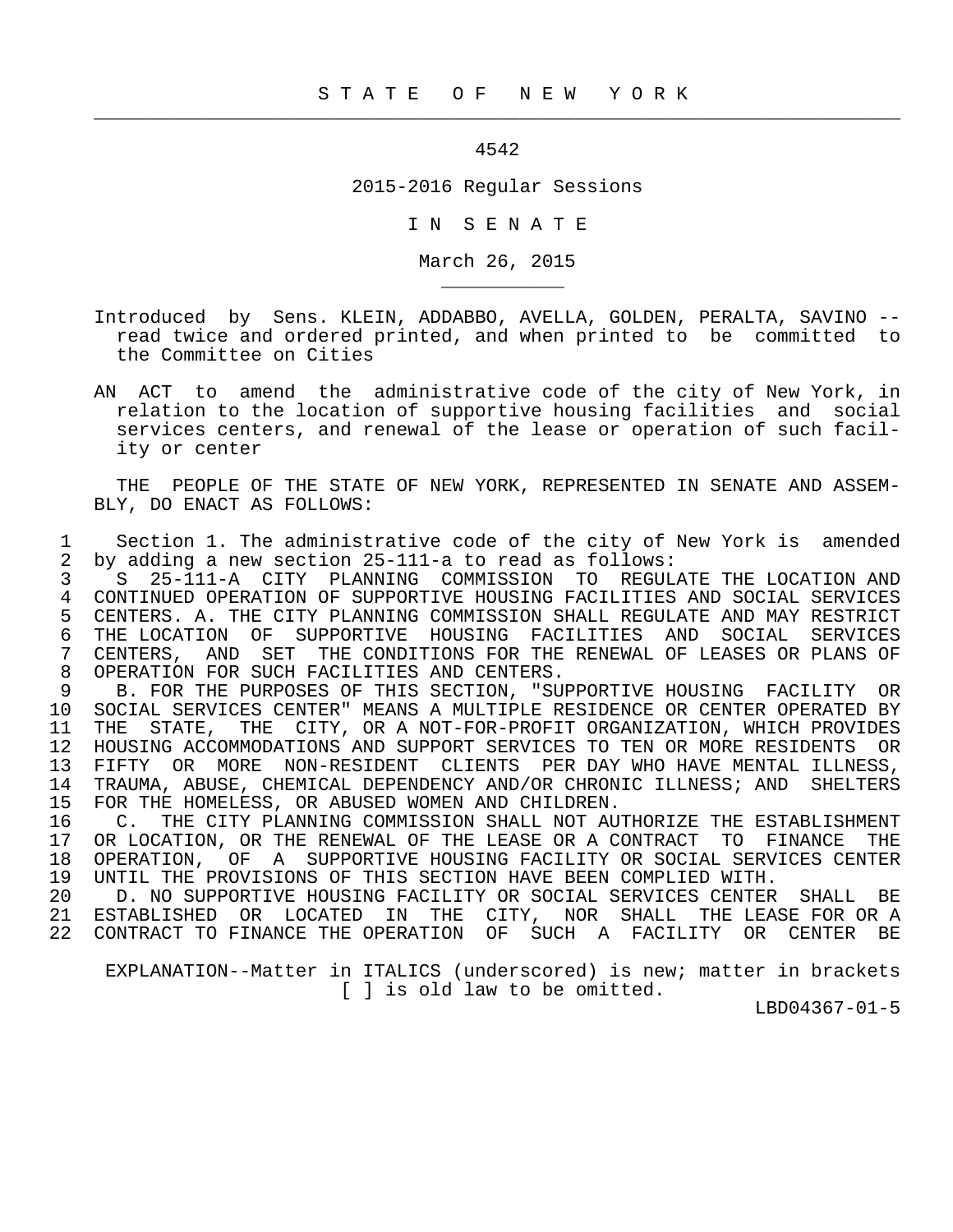# S T A T E O F N E W Y O R K

4542

2015-2016 Regular Sessions

I N S E N A T E

March 26, 2015

---

Introduced by Sens. KLEIN, ADDABBO, AVELLA, GOLDEN, PERALTA, SAVINO -- read twice and ordered printed, and when printed to be committed to the Committee on Cities

AN ACT to amend the administrative code of the city of New York, in relation to the location of supportive housing facilities and social services centers, and renewal of the lease or operation of such facility or center

THE PEOPLE OF THE STATE OF NEW YORK, REPRESENTED IN SENATE AND ASSEMBLY, DO ENACT AS FOLLOWS:

1 Section 1. The administrative code of the city of New York is amended
2 by adding a new section 25-111-a to read as follows:
3 S 25-111-A CITY PLANNING COMMISSION TO REGULATE THE LOCATION AND
4 CONTINUED OPERATION OF SUPPORTIVE HOUSING FACILITIES AND SOCIAL SERVICES
5 CENTERS. A. THE CITY PLANNING COMMISSION SHALL REGULATE AND MAY RESTRICT
6 THE LOCATION OF SUPPORTIVE HOUSING FACILITIES AND SOCIAL SERVICES
7 CENTERS, AND SET THE CONDITIONS FOR THE RENEWAL OF LEASES OR PLANS OF
8 OPERATION FOR SUCH FACILITIES AND CENTERS.
9 B. FOR THE PURPOSES OF THIS SECTION, "SUPPORTIVE HOUSING FACILITY OR
10 SOCIAL SERVICES CENTER" MEANS A MULTIPLE RESIDENCE OR CENTER OPERATED BY
11 THE STATE, THE CITY, OR A NOT-FOR-PROFIT ORGANIZATION, WHICH PROVIDES
12 HOUSING ACCOMMODATIONS AND SUPPORT SERVICES TO TEN OR MORE RESIDENTS OR
13 FIFTY OR MORE NON-RESIDENT CLIENTS PER DAY WHO HAVE MENTAL ILLNESS,
14 TRAUMA, ABUSE, CHEMICAL DEPENDENCY AND/OR CHRONIC ILLNESS; AND SHELTERS
15 FOR THE HOMELESS, OR ABUSED WOMEN AND CHILDREN.
16 C. THE CITY PLANNING COMMISSION SHALL NOT AUTHORIZE THE ESTABLISHMENT
17 OR LOCATION, OR THE RENEWAL OF THE LEASE OR A CONTRACT TO FINANCE THE
18 OPERATION, OF A SUPPORTIVE HOUSING FACILITY OR SOCIAL SERVICES CENTER
19 UNTIL THE PROVISIONS OF THIS SECTION HAVE BEEN COMPLIED WITH.
20 D. NO SUPPORTIVE HOUSING FACILITY OR SOCIAL SERVICES CENTER SHALL BE
21 ESTABLISHED OR LOCATED IN THE CITY, NOR SHALL THE LEASE FOR OR A
22 CONTRACT TO FINANCE THE OPERATION OF SUCH A FACILITY OR CENTER BE

EXPLANATION--Matter in ITALICS (underscored) is new; matter in brackets [ ] is old law to be omitted.

LBD04367-01-5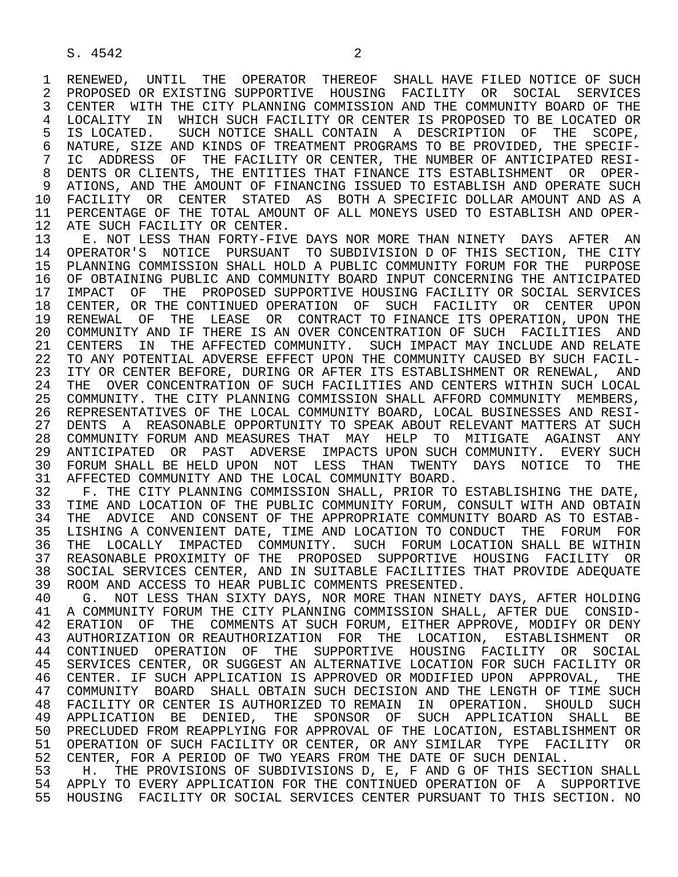RENEWED, UNTIL THE OPERATOR THEREOF SHALL HAVE FILED NOTICE OF SUCH PROPOSED OR EXISTING SUPPORTIVE HOUSING FACILITY OR SOCIAL SERVICES CENTER WITH THE CITY PLANNING COMMISSION AND THE COMMUNITY BOARD OF THE LOCALITY IN WHICH SUCH FACILITY OR CENTER IS PROPOSED TO BE LOCATED OR IS LOCATED. SUCH NOTICE SHALL CONTAIN A DESCRIPTION OF THE SCOPE, NATURE, SIZE AND KINDS OF TREATMENT PROGRAMS TO BE PROVIDED, THE SPECIFIC ADDRESS OF THE FACILITY OR CENTER, THE NUMBER OF ANTICIPATED RESIDENTS OR CLIENTS, THE ENTITIES THAT FINANCE ITS ESTABLISHMENT OR OPERATIONS, AND THE AMOUNT OF FINANCING ISSUED TO ESTABLISH AND OPERATE SUCH FACILITY OR CENTER STATED AS BOTH A SPECIFIC DOLLAR AMOUNT AND AS A PERCENTAGE OF THE TOTAL AMOUNT OF ALL MONEYS USED TO ESTABLISH AND OPERATE SUCH FACILITY OR CENTER.

E. NOT LESS THAN FORTY-FIVE DAYS NOR MORE THAN NINETY DAYS AFTER AN OPERATOR'S NOTICE PURSUANT TO SUBDIVISION D OF THIS SECTION, THE CITY PLANNING COMMISSION SHALL HOLD A PUBLIC COMMUNITY FORUM FOR THE PURPOSE OF OBTAINING PUBLIC AND COMMUNITY BOARD INPUT CONCERNING THE ANTICIPATED IMPACT OF THE PROPOSED SUPPORTIVE HOUSING FACILITY OR SOCIAL SERVICES CENTER, OR THE CONTINUED OPERATION OF SUCH FACILITY OR CENTER UPON RENEWAL OF THE LEASE OR CONTRACT TO FINANCE ITS OPERATION, UPON THE COMMUNITY AND IF THERE IS AN OVER CONCENTRATION OF SUCH FACILITIES AND CENTERS IN THE AFFECTED COMMUNITY. SUCH IMPACT MAY INCLUDE AND RELATE TO ANY POTENTIAL ADVERSE EFFECT UPON THE COMMUNITY CAUSED BY SUCH FACILITY OR CENTER BEFORE, DURING OR AFTER ITS ESTABLISHMENT OR RENEWAL, AND THE OVER CONCENTRATION OF SUCH FACILITIES AND CENTERS WITHIN SUCH LOCAL COMMUNITY. THE CITY PLANNING COMMISSION SHALL AFFORD COMMUNITY MEMBERS, REPRESENTATIVES OF THE LOCAL COMMUNITY BOARD, LOCAL BUSINESSES AND RESIDENTS A REASONABLE OPPORTUNITY TO SPEAK ABOUT RELEVANT MATTERS AT SUCH COMMUNITY FORUM AND MEASURES THAT MAY HELP TO MITIGATE AGAINST ANY ANTICIPATED OR PAST ADVERSE IMPACTS UPON SUCH COMMUNITY. EVERY SUCH FORUM SHALL BE HELD UPON NOT LESS THAN TWENTY DAYS NOTICE TO THE AFFECTED COMMUNITY AND THE LOCAL COMMUNITY BOARD.

F. THE CITY PLANNING COMMISSION SHALL, PRIOR TO ESTABLISHING THE DATE, TIME AND LOCATION OF THE PUBLIC COMMUNITY FORUM, CONSULT WITH AND OBTAIN THE ADVICE AND CONSENT OF THE APPROPRIATE COMMUNITY BOARD AS TO ESTABLISHING A CONVENIENT DATE, TIME AND LOCATION TO CONDUCT THE FORUM FOR THE LOCALLY IMPACTED COMMUNITY. SUCH FORUM LOCATION SHALL BE WITHIN REASONABLE PROXIMITY OF THE PROPOSED SUPPORTIVE HOUSING FACILITY OR SOCIAL SERVICES CENTER, AND IN SUITABLE FACILITIES THAT PROVIDE ADEQUATE ROOM AND ACCESS TO HEAR PUBLIC COMMENTS PRESENTED.

G. NOT LESS THAN SIXTY DAYS, NOR MORE THAN NINETY DAYS, AFTER HOLDING A COMMUNITY FORUM THE CITY PLANNING COMMISSION SHALL, AFTER DUE CONSIDERATION OF THE COMMENTS AT SUCH FORUM, EITHER APPROVE, MODIFY OR DENY AUTHORIZATION OR REAUTHORIZATION FOR THE LOCATION, ESTABLISHMENT OR CONTINUED OPERATION OF THE SUPPORTIVE HOUSING FACILITY OR SOCIAL SERVICES CENTER, OR SUGGEST AN ALTERNATIVE LOCATION FOR SUCH FACILITY OR CENTER. IF SUCH APPLICATION IS APPROVED OR MODIFIED UPON APPROVAL, THE COMMUNITY BOARD SHALL OBTAIN SUCH DECISION AND THE LENGTH OF TIME SUCH FACILITY OR CENTER IS AUTHORIZED TO REMAIN IN OPERATION. SHOULD SUCH APPLICATION BE DENIED, THE SPONSOR OF SUCH APPLICATION SHALL BE PRECLUDED FROM REAPPLYING FOR APPROVAL OF THE LOCATION, ESTABLISHMENT OR OPERATION OF SUCH FACILITY OR CENTER, OR ANY SIMILAR TYPE FACILITY OR CENTER, FOR A PERIOD OF TWO YEARS FROM THE DATE OF SUCH DENIAL.

H. THE PROVISIONS OF SUBDIVISIONS D, E, F AND G OF THIS SECTION SHALL APPLY TO EVERY APPLICATION FOR THE CONTINUED OPERATION OF A SUPPORTIVE HOUSING FACILITY OR SOCIAL SERVICES CENTER PURSUANT TO THIS SECTION. NO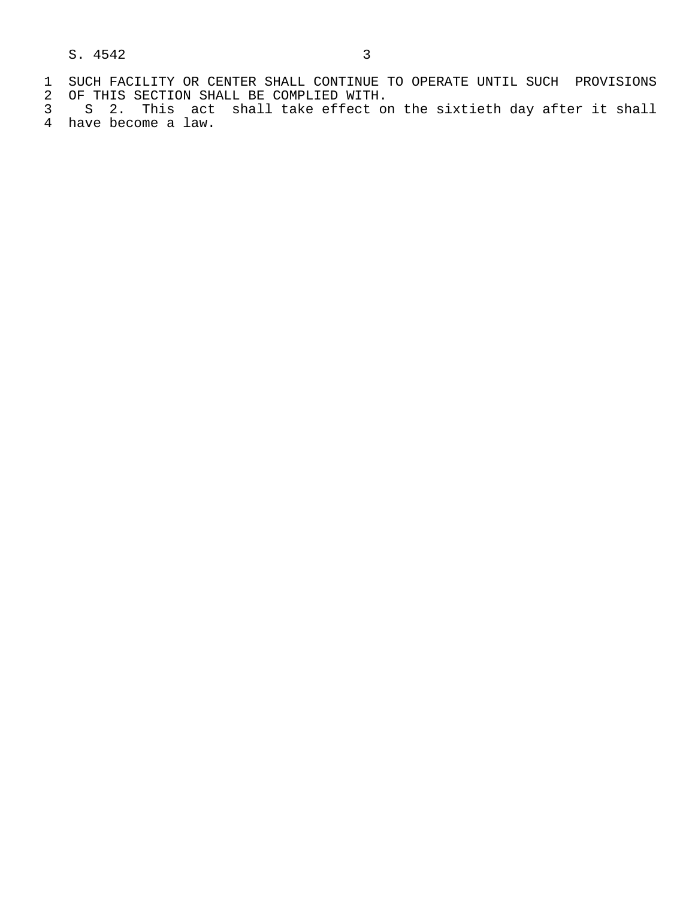SUCH FACILITY OR CENTER SHALL CONTINUE TO OPERATE UNTIL SUCH PROVISIONS OF THIS SECTION SHALL BE COMPLIED WITH.

S 2. This act shall take effect on the sixtieth day after it shall have become a law.